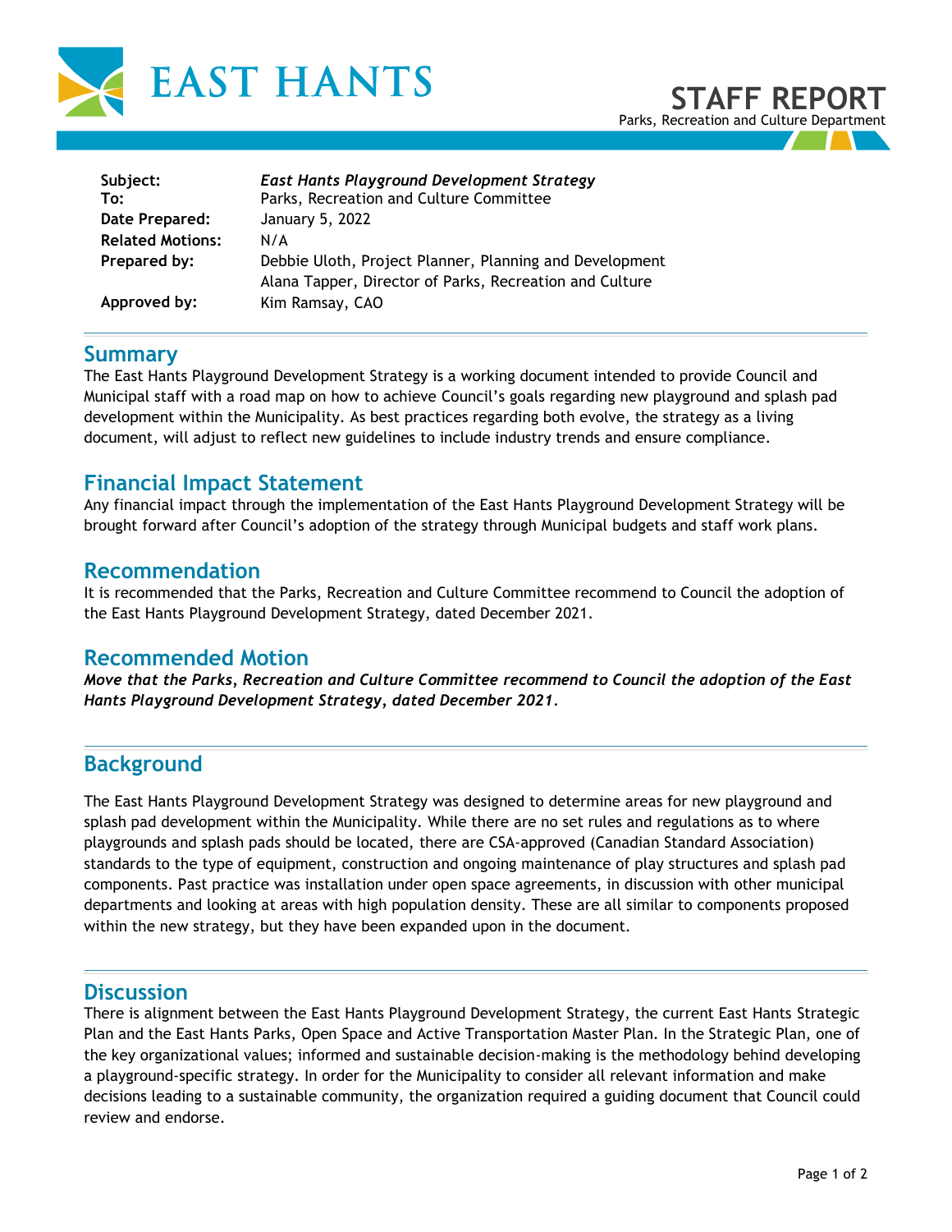# EAST HANTS

## STAFF REPORT

Parks, Recreation and Culture Department

| | |
|---|---|
| **Subject:** | ***East Hants Playground Development Strategy*** |
| **To:** | Parks, Recreation and Culture Committee |
| **Date Prepared:** | January 5, 2022 |
| **Related Motions:** | N/A |
| **Prepared by:** | Debbie Uloth, Project Planner, Planning and Development<br>Alana Tapper, Director of Parks, Recreation and Culture |
| **Approved by:** | Kim Ramsay, CAO |

## Summary

The East Hants Playground Development Strategy is a working document intended to provide Council and Municipal staff with a road map on how to achieve Council's goals regarding new playground and splash pad development within the Municipality. As best practices regarding both evolve, the strategy as a living document, will adjust to reflect new guidelines to include industry trends and ensure compliance.

## Financial Impact Statement

Any financial impact through the implementation of the East Hants Playground Development Strategy will be brought forward after Council's adoption of the strategy through Municipal budgets and staff work plans.

## Recommendation

It is recommended that the Parks, Recreation and Culture Committee recommend to Council the adoption of the East Hants Playground Development Strategy, dated December 2021.

## Recommended Motion

***Move that the Parks, Recreation and Culture Committee recommend to Council the adoption of the East Hants Playground Development Strategy, dated December 2021.***

## Background

The East Hants Playground Development Strategy was designed to determine areas for new playground and splash pad development within the Municipality. While there are no set rules and regulations as to where playgrounds and splash pads should be located, there are CSA-approved (Canadian Standard Association) standards to the type of equipment, construction and ongoing maintenance of play structures and splash pad components. Past practice was installation under open space agreements, in discussion with other municipal departments and looking at areas with high population density. These are all similar to components proposed within the new strategy, but they have been expanded upon in the document.

## Discussion

There is alignment between the East Hants Playground Development Strategy, the current East Hants Strategic Plan and the East Hants Parks, Open Space and Active Transportation Master Plan. In the Strategic Plan, one of the key organizational values; informed and sustainable decision-making is the methodology behind developing a playground-specific strategy. In order for the Municipality to consider all relevant information and make decisions leading to a sustainable community, the organization required a guiding document that Council could review and endorse.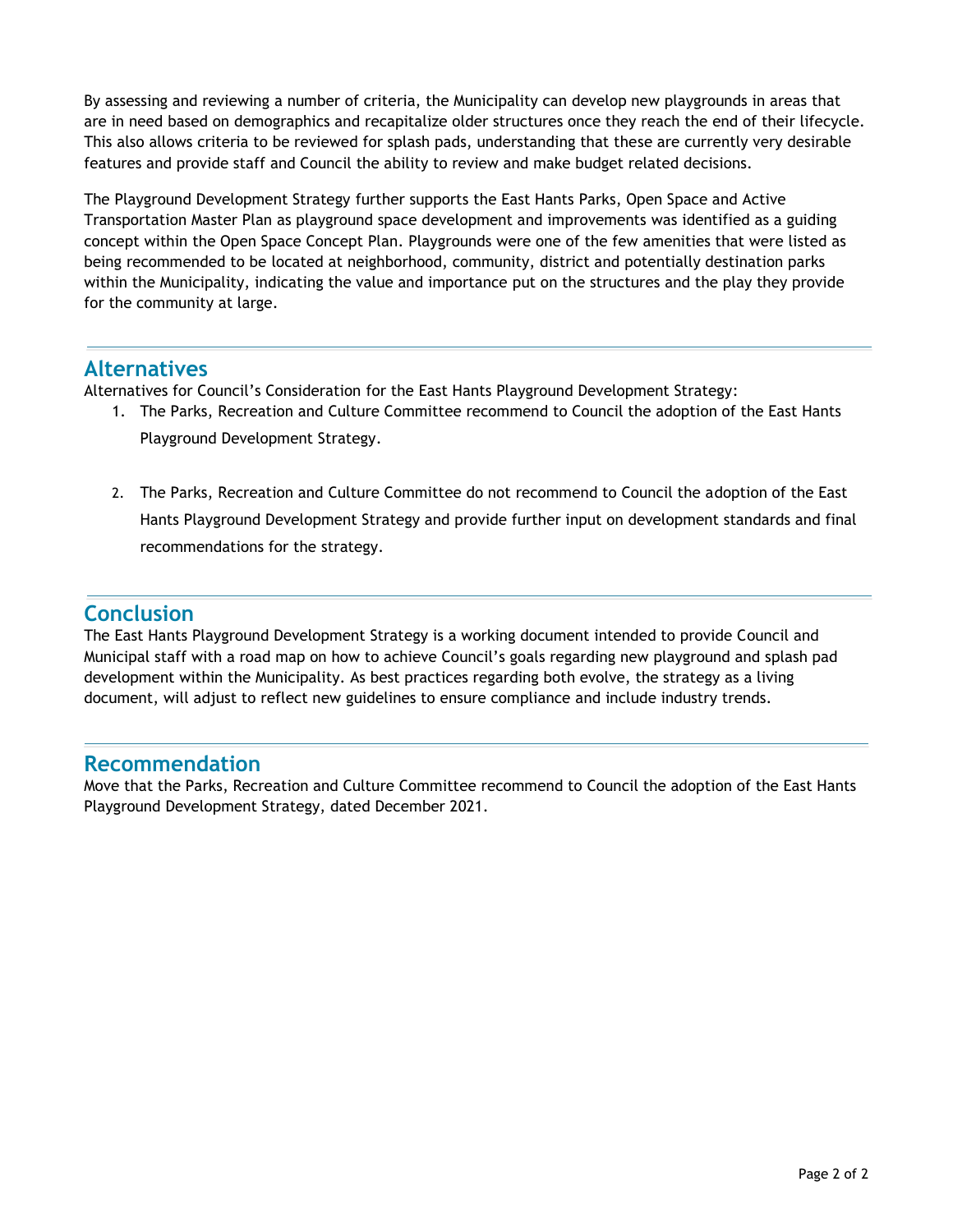By assessing and reviewing a number of criteria, the Municipality can develop new playgrounds in areas that are in need based on demographics and recapitalize older structures once they reach the end of their lifecycle. This also allows criteria to be reviewed for splash pads, understanding that these are currently very desirable features and provide staff and Council the ability to review and make budget related decisions.

The Playground Development Strategy further supports the East Hants Parks, Open Space and Active Transportation Master Plan as playground space development and improvements was identified as a guiding concept within the Open Space Concept Plan. Playgrounds were one of the few amenities that were listed as being recommended to be located at neighborhood, community, district and potentially destination parks within the Municipality, indicating the value and importance put on the structures and the play they provide for the community at large.

## Alternatives

Alternatives for Council's Consideration for the East Hants Playground Development Strategy:

1. The Parks, Recreation and Culture Committee recommend to Council the adoption of the East Hants Playground Development Strategy.

2. The Parks, Recreation and Culture Committee do not recommend to Council the adoption of the East Hants Playground Development Strategy and provide further input on development standards and final recommendations for the strategy.

## Conclusion

The East Hants Playground Development Strategy is a working document intended to provide Council and Municipal staff with a road map on how to achieve Council's goals regarding new playground and splash pad development within the Municipality. As best practices regarding both evolve, the strategy as a living document, will adjust to reflect new guidelines to ensure compliance and include industry trends.

## Recommendation

Move that the Parks, Recreation and Culture Committee recommend to Council the adoption of the East Hants Playground Development Strategy, dated December 2021.